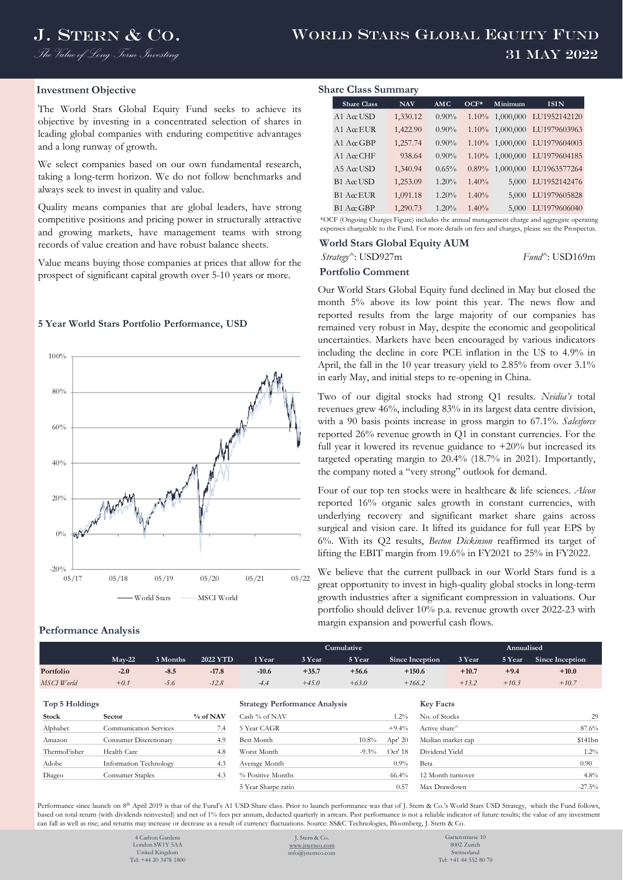# J. Stern & Co.

*The Value of Long Term Investing*

# World Stars Global Equity Fund
## 31 May 2022

### Investment Objective

The World Stars Global Equity Fund seeks to achieve its objective by investing in a concentrated selection of shares in leading global companies with enduring competitive advantages and a long runway of growth.

We select companies based on our own fundamental research, taking a long-term horizon. We do not follow benchmarks and always seek to invest in quality and value.

Quality means companies that are global leaders, have strong competitive positions and pricing power in structurally attractive and growing markets, have management teams with strong records of value creation and have robust balance sheets.

Value means buying those companies at prices that allow for the prospect of significant capital growth over 5-10 years or more.

### 5 Year World Stars Portfolio Performance, USD

World Stars — MSCI World

### Share Class Summary

| Share Class | NAV | AMC | OCF* | Minimum | ISIN |
|---|---|---|---|---|---|
| A1 Acc USD | 1,330.12 | 0.90% | 1.10% | 1,000,000 | LU1952142120 |
| A1 Acc EUR | 1,422.90 | 0.90% | 1.10% | 1,000,000 | LU1979603963 |
| A1 Acc GBP | 1,257.74 | 0.90% | 1.10% | 1,000,000 | LU1979604003 |
| A1 Acc CHF | 938.64 | 0.90% | 1.10% | 1,000,000 | LU1979604185 |
| A5 Acc USD | 1,340.94 | 0.65% | 0.89% | 1,000,000 | LU1963577264 |
| B1 Acc USD | 1,253.09 | 1.20% | 1.40% | 5,000 | LU1952142476 |
| B1 Acc EUR | 1,091.18 | 1.20% | 1.40% | 5,000 | LU1979605828 |
| B1 Acc GBP | 1,290.73 | 1.20% | 1.40% | 5,000 | LU1979606040 |

*OCF (Ongoing Charges Figure) includes the annual management charge and aggregate operating expenses chargeable to the Fund. For more details on fees and charges, please see the Prospectus.

### World Stars Global Equity AUM

*Strategy*^: USD927m *Fund*^: USD169m

### Portfolio Comment

Our World Stars Global Equity fund declined in May but closed the month 5% above its low point this year. The news flow and reported results from the large majority of our companies has remained very robust in May, despite the economic and geopolitical uncertainties. Markets have been encouraged by various indicators including the decline in core PCE inflation in the US to 4.9% in April, the fall in the 10 year treasury yield to 2.85% from over 3.1% in early May, and initial steps to re-opening in China.

Two of our digital stocks had strong Q1 results. *Nvidia's* total revenues grew 46%, including 83% in its largest data centre division, with a 90 basis points increase in gross margin to 67.1%. *Salesforce* reported 26% revenue growth in Q1 in constant currencies. For the full year it lowered its revenue guidance to +20% but increased its targeted operating margin to 20.4% (18.7% in 2021). Importantly, the company noted a "very strong" outlook for demand.

Four of our top ten stocks were in healthcare & life sciences. *Alcon* reported 16% organic sales growth in constant currencies, with underlying recovery and significant market share gains across surgical and vision care. It lifted its guidance for full year EPS by 6%. With its Q2 results, *Becton Dickinson* reaffirmed its target of lifting the EBIT margin from 19.6% in FY2021 to 25% in FY2022.

We believe that the current pullback in our World Stars fund is a great opportunity to invest in high-quality global stocks in long-term growth industries after a significant compression in valuations. Our portfolio should deliver 10% p.a. revenue growth over 2022-23 with margin expansion and powerful cash flows.

### Performance Analysis

| | Cumulative | | | | | | | Annualised | | |
|---|---|---|---|---|---|---|---|---|---|---|
| | May-22 | 3 Months | 2022 YTD | 1 Year | 3 Year | 5 Year | Since Inception | 3 Year | 5 Year | Since Inception |
| **Portfolio** | **-2.0** | **-8.5** | **-17.8** | **-10.6** | **+35.7** | **+56.6** | **+150.6** | **+10.7** | **+9.4** | **+10.0** |
| *MSCI World* | *+0.1* | *-5.6* | *-12.8* | *-4.4* | *+45.0* | *+63.0* | *+166.2* | *+13.2* | *+10.3* | *+10.7* |

#### Top 5 Holdings

| Stock | Sector | % of NAV |
|---|---|---|
| Alphabet | Communication Services | 7.4 |
| Amazon | Consumer Discretionary | 4.9 |
| ThermoFisher | Health Care | 4.8 |
| Adobe | Information Technology | 4.3 |
| Diageo | Consumer Staples | 4.3 |

#### Strategy Performance Analysis

| | | |
|---|---|---|
| Cash % of NAV | 1.2% | |
| 5 Year CAGR | +9.4% | |
| Best Month | 10.8% | Apr' 20 |
| Worst Month | -9.3% | Oct' 18 |
| Average Month | 0.9% | |
| % Positive Months | 66.4% | |
| 5 Year Sharpe ratio | 0.57 | |

#### Key Facts

| | |
|---|---|
| No. of Stocks | 29 |
| Active share^ | 87.6% |
| Median market cap | $141bn |
| Dividend Yield | 1.2% |
| Beta | 0.90 |
| 12 Month turnover | 4.8% |
| Max Drawdown | -27.5% |

Performance since launch on 8th April 2019 is that of the Fund's A1 USD Share class. Prior to launch performance was that of J. Stern & Co.'s World Stars USD Strategy, which the Fund follows, based on total return (with dividends reinvested) and net of 1% fees per annum, deducted quarterly in arrears. Past performance is not a reliable indicator of future results; the value of any investment can fall as well as rise; and returns may increase or decrease as a result of currency fluctuations. Source: SS&C Technologies, Bloomberg, J. Stern & Co.

4 Carlton Gardens
London SW1Y 5AA
United Kingdom
Tel: +44 20 3478 1800

J. Stern & Co.
www.jsternco.com
info@jsternco.com

Gartenstrasse 10
8002 Zurich
Switzerland
Tel: +41 44 552 80 70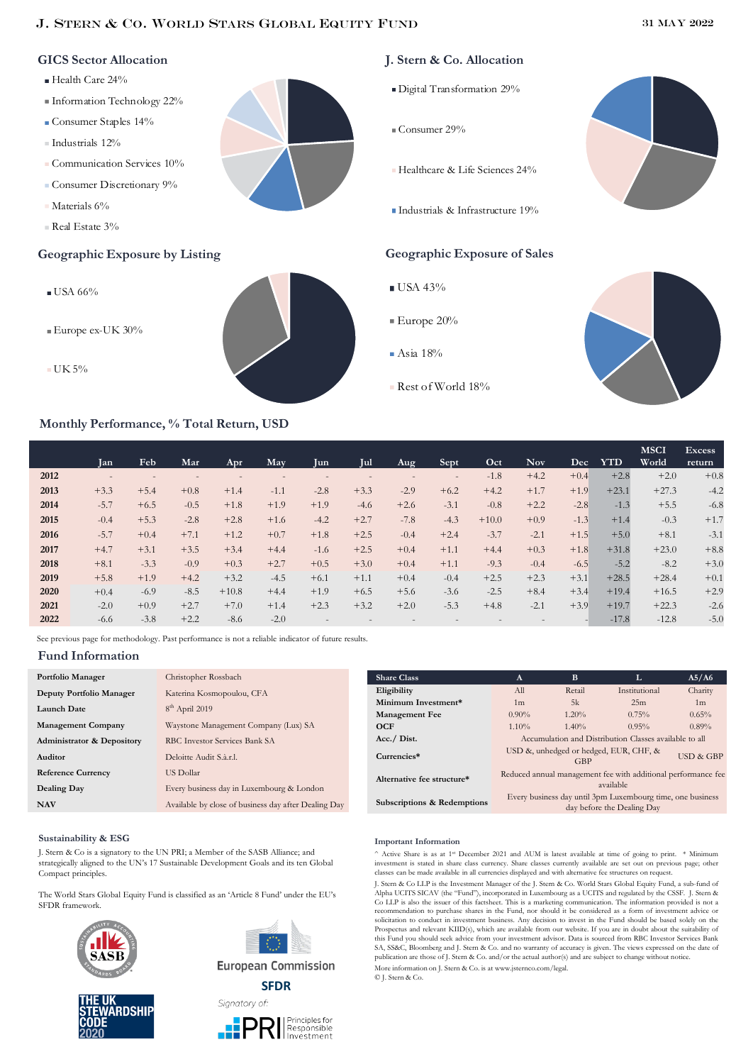# J. Stern & Co. World Stars Global Equity Fund

31 MAY 2022

## GICS Sector Allocation

- Health Care 24%
- Information Technology 22%
- Consumer Staples 14%
- Industrials 12%
- Communication Services 10%
- Consumer Discretionary 9%
- Materials 6%
- Real Estate 3%

## J. Stern & Co. Allocation

- Digital Transformation 29%
- Consumer 29%
- Healthcare & Life Sciences 24%
- Industrials & Infrastructure 19%

## Geographic Exposure by Listing

- USA 66%
- Europe ex-UK 30%
- UK 5%

## Geographic Exposure of Sales

- USA 43%
- Europe 20%
- Asia 18%
- Rest of World 18%

## Monthly Performance, % Total Return, USD

| | Jan | Feb | Mar | Apr | May | Jun | Jul | Aug | Sept | Oct | Nov | Dec | YTD | MSCI World | Excess return |
|---|---|---|---|---|---|---|---|---|---|---|---|---|---|---|---|
| **2012** | - | - | - | - | - | - | - | - | - | -1.8 | +4.2 | +0.4 | +2.8 | +2.0 | +0.8 |
| **2013** | +3.3 | +5.4 | +0.8 | +1.4 | -1.1 | -2.8 | +3.3 | -2.9 | +6.2 | +4.2 | +1.7 | +1.9 | +23.1 | +27.3 | -4.2 |
| **2014** | -5.7 | +6.5 | -0.5 | +1.8 | +1.9 | +1.9 | -4.6 | +2.6 | -3.1 | -0.8 | +2.2 | -2.8 | -1.3 | +5.5 | -6.8 |
| **2015** | -0.4 | +5.3 | -2.8 | +2.8 | +1.6 | -4.2 | +2.7 | -7.8 | -4.3 | +10.0 | +0.9 | -1.3 | +1.4 | -0.3 | +1.7 |
| **2016** | -5.7 | +0.4 | +7.1 | +1.2 | +0.7 | +1.8 | +2.5 | -0.4 | +2.4 | -3.7 | -2.1 | +1.5 | +5.0 | +8.1 | -3.1 |
| **2017** | +4.7 | +3.1 | +3.5 | +3.4 | +4.4 | -1.6 | +2.5 | +0.4 | +1.1 | +4.4 | +0.3 | +1.8 | +31.8 | +23.0 | +8.8 |
| **2018** | +8.1 | -3.3 | -0.9 | +0.3 | +2.7 | +0.5 | +3.0 | +0.4 | +1.1 | -9.3 | -0.4 | -6.5 | -5.2 | -8.2 | +3.0 |
| **2019** | +5.8 | +1.9 | +4.2 | +3.2 | -4.5 | +6.1 | +1.1 | +0.4 | -0.4 | +2.5 | +2.3 | +3.1 | +28.5 | +28.4 | +0.1 |
| **2020** | +0.4 | -6.9 | -8.5 | +10.8 | +4.4 | +1.9 | +6.5 | +5.6 | -3.6 | -2.5 | +8.4 | +3.4 | +19.4 | +16.5 | +2.9 |
| **2021** | -2.0 | +0.9 | +2.7 | +7.0 | +1.4 | +2.3 | +3.2 | +2.0 | -5.3 | +4.8 | -2.1 | +3.9 | +19.7 | +22.3 | -2.6 |
| **2022** | -6.6 | -3.8 | +2.2 | -8.6 | -2.0 | - | - | - | - | - | - | - | -17.8 | -12.8 | -5.0 |

See previous page for methodology. Past performance is not a reliable indicator of future results.

## Fund Information

| | |
|---|---|
| **Portfolio Manager** | Christopher Rossbach |
| **Deputy Portfolio Manager** | Katerina Kosmopoulou, CFA |
| **Launch Date** | 8th April 2019 |
| **Management Company** | Waystone Management Company (Lux) SA |
| **Administrator & Depository** | RBC Investor Services Bank SA |
| **Auditor** | Deloitte Audit S.à.r.l. |
| **Reference Currency** | US Dollar |
| **Dealing Day** | Every business day in Luxembourg & London |
| **NAV** | Available by close of business day after Dealing Day |

| Share Class | A | B | L | A5/A6 |
|---|---|---|---|---|
| **Eligibility** | All | Retail | Institutional | Charity |
| **Minimum Investment*** | 1m | 5k | 25m | 1m |
| **Management Fee** | 0.90% | 1.20% | 0.75% | 0.65% |
| **OCF** | 1.10% | 1.40% | 0.95% | 0.89% |
| **Acc./ Dist.** | Accumulation and Distribution Classes available to all | | | |
| **Currencies*** | USD &, unhedged or hedged, EUR, CHF, & GBP | | | USD & GBP |
| **Alternative fee structure*** | Reduced annual management fee with additional performance fee available | | | |
| **Subscriptions & Redemptions** | Every business day until 3pm Luxembourg time, one business day before the Dealing Day | | | |

### Sustainability & ESG

J. Stern & Co is a signatory to the UN PRI; a Member of the SASB Alliance; and strategically aligned to the UN's 17 Sustainable Development Goals and its ten Global Compact principles.

The World Stars Global Equity Fund is classified as an 'Article 8 Fund' under the EU's SFDR framework.

SASB

THE UK STEWARDSHIP CODE 2020

European Commission SFDR

Signatory of: PRI Principles for Responsible Investment

### Important Information

^ Active Share is as at 1st December 2021 and AUM is latest available at time of going to print. * Minimum investment is stated in share class currency. Share classes currently available are set out on previous page; other classes can be made available in all currencies displayed and with alternative fee structures on request.

J. Stern & Co LLP is the Investment Manager of the J. Stern & Co. World Stars Global Equity Fund, a sub-fund of Alpha UCITS SICAV (the "Fund"), incorporated in Luxembourg as a UCITS and regulated by the CSSF. J. Stern & Co LLP is also the issuer of this factsheet. This is a marketing communication. The information provided is not a recommendation to purchase shares in the Fund, nor should it be considered as a form of investment advice or solicitation to conduct in investment business. Any decision to invest in the Fund should be based solely on the Prospectus and relevant KIID(s), which are available from our website. If you are in doubt about the suitability of this Fund you should seek advice from your investment advisor. Data is sourced from RBC Investor Services Bank SA, SS&C, Bloomberg and J. Stern & Co. and no warranty of accuracy is given. The views expressed on the date of publication are those of J. Stern & Co. and/or the actual author(s) and are subject to change without notice.

More information on J. Stern & Co. is at www.jsternco.com/legal.

© J. Stern & Co.